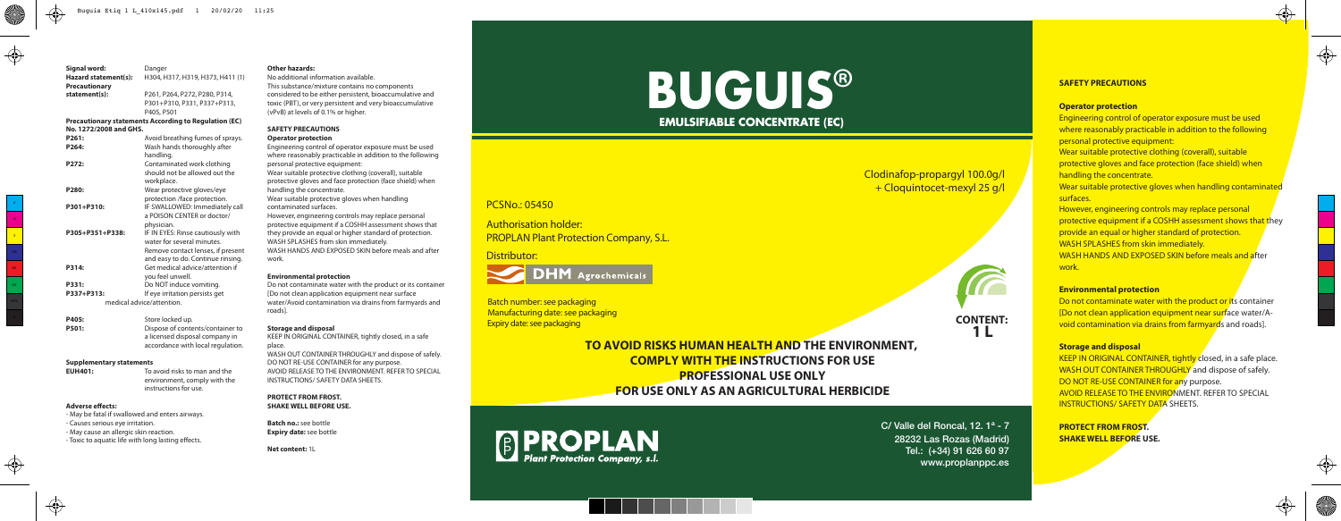| | |
|---|---|
| **Signal word:** | Danger |
| **Hazard statement(s):** | H304, H317, H319, H373, H411 (1) |
| **Precautionary statement(s):** | P261, P264, P272, P280, P314, P301+P310, P331, P337+P313, P405, P501 |

**Precautionary statements According to Regulation (EC) No. 1272/2008 and GHS.**

| | |
|---|---|
| **P261:** | Avoid breathing fumes of sprays. |
| **P264:** | Wash hands thoroughly after handling. |
| **P272:** | Contaminated work clothing should not be allowed out the workplace. |
| **P280:** | Wear protective gloves/eye protection /face protection. |
| **P301+P310:** | IF SWALLOWED: Immediately call a POISON CENTER or doctor/ physician. |
| **P305+P351+P338:** | IF IN EYES: Rinse cautiously with water for several minutes. Remove contact lenses, if present and easy to do. Continue rinsing. |
| **P314:** | Get medical advice/attention if you feel unwell. |
| **P331:** | Do NOT induce vomiting. |
| **P337+P313:** | If eye irritation persists get medical advice/attention. |
| **P405:** | Store locked up. |
| **P501:** | Dispose of contents/container to a licensed disposal company in accordance with local regulation. |

**Supplementary statements**

| | |
|---|---|
| **EUH401:** | To avoid risks to man and the environment, comply with the instructions for use. |

**Adverse effects:**

- May be fatal if swallowed and enters airways.
- Causes serious eye irritation.
- May cause an allergic skin reaction.
- Toxic to aquatic life with long lasting effects.

**Other hazards:**

No additional information available.
This substance/mixture contains no components considered to be either persistent, bioaccumulative and toxic (PBT), or very persistent and very bioaccumulative (vPvB) at levels of 0.1% or higher.

**SAFETY PRECAUTIONS**

**Operator protection**

Engineering control of operator exposure must be used where reasonably practicable in addition to the following personal protective equipment:
Wear suitable protective clothing (coverall), suitable protective gloves and face protection (face shield) when handling the concentrate.
Wear suitable protective gloves when handling contaminated surfaces.
However, engineering controls may replace personal protective equipment if a COSHH assessment shows that they provide an equal or higher standard of protection.
WASH SPLASHES from skin immediately.
WASH HANDS AND EXPOSED SKIN before meals and after work.

**Environmental protection**

Do not contaminate water with the product or its container [Do not clean application equipment near surface water/Avoid contamination via drains from farmyards and roads].

**Storage and disposal**

KEEP IN ORIGINAL CONTAINER, tightly closed, in a safe place.
WASH OUT CONTAINER THROUGHLY and dispose of safely.
DO NOT RE-USE CONTAINER for any purpose.
AVOID RELEASE TO THE ENVIRONMENT. REFER TO SPECIAL INSTRUCTIONS/ SAFETY DATA SHEETS.

**PROTECT FROM FROST.**
**SHAKE WELL BEFORE USE.**

**Batch no.:** see bottle
**Expiry date:** see bottle

**Net content:** 1L

# BUGUIS®

## EMULSIFIABLE CONCENTRATE (EC)

Clodinafop-propargyl 100.0g/l
+ Cloquintocet-mexyl 25 g/l

PCSNo.: 05450

Authorisation holder:
PROPLAN Plant Protection Company, S.L.

Distributor:
DHM Agrochemicals

Batch number: see packaging
Manufacturing date: see packaging
Expiry date: see packaging

**CONTENT: 1 L**

**TO AVOID RISKS HUMAN HEALTH AND THE ENVIRONMENT, COMPLY WITH THE INSTRUCTIONS FOR USE**
**PROFESSIONAL USE ONLY**
**FOR USE ONLY AS AN AGRICULTURAL HERBICIDE**

PROPLAN Plant Protection Company, s.l.

C/ Valle del Roncal, 12. 1ª - 7
28232 Las Rozas (Madrid)
Tel.: (+34) 91 626 60 97
www.proplanppc.es

**SAFETY PRECAUTIONS**

**Operator protection**

Engineering control of operator exposure must be used where reasonably practicable in addition to the following personal protective equipment:
Wear suitable protective clothing (coverall), suitable protective gloves and face protection (face shield) when handling the concentrate.
Wear suitable protective gloves when handling contaminated surfaces.
However, engineering controls may replace personal protective equipment if a COSHH assessment shows that they provide an equal or higher standard of protection.
WASH SPLASHES from skin immediately.
WASH HANDS AND EXPOSED SKIN before meals and after work.

**Environmental protection**

Do not contaminate water with the product or its container [Do not clean application equipment near surface water/Avoid contamination via drains from farmyards and roads].

**Storage and disposal**

KEEP IN ORIGINAL CONTAINER, tightly closed, in a safe place.
WASH OUT CONTAINER THROUGHLY and dispose of safely.
DO NOT RE-USE CONTAINER for any purpose.
AVOID RELEASE TO THE ENVIRONMENT. REFER TO SPECIAL INSTRUCTIONS/ SAFETY DATA SHEETS.

**PROTECT FROM FROST.**
**SHAKE WELL BEFORE USE.**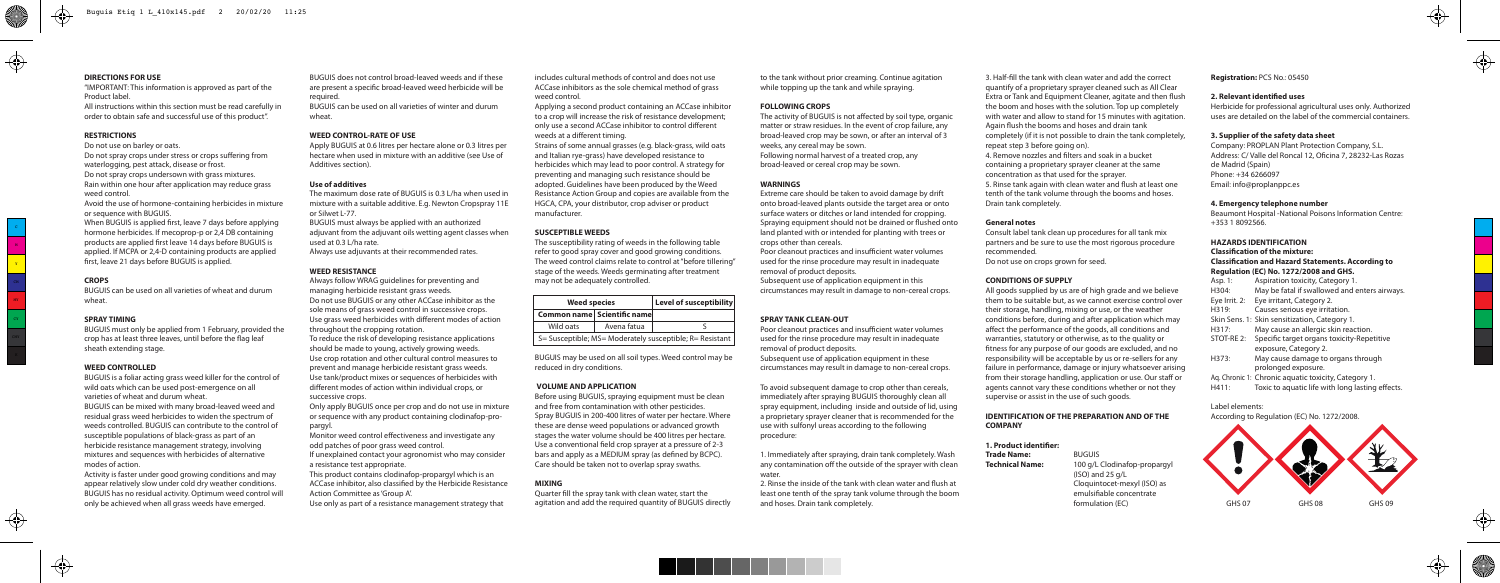## DIRECTIONS FOR USE

"IMPORTANT: This information is approved as part of the Product label.
All instructions within this section must be read carefully in order to obtain safe and successful use of this product".

## RESTRICTIONS

Do not use on barley or oats.
Do not spray crops under stress or crops suffering from waterlogging, pest attack, disease or frost.
Do not spray crops undersown with grass mixtures.
Rain within one hour after application may reduce grass weed control.
Avoid the use of hormone-containing herbicides in mixture or sequence with BUGUIS.
When BUGUIS is applied first, leave 7 days before applying hormone herbicides. If mecoprop-p or 2,4 DB containing products are applied first leave 14 days before BUGUIS is applied. If MCPA or 2,4-D containing products are applied first, leave 21 days before BUGUIS is applied.

## CROPS

BUGUIS can be used on all varieties of wheat and durum wheat.

## SPRAY TIMING

BUGUIS must only be applied from 1 February, provided the crop has at least three leaves, until before the flag leaf sheath extending stage.

## WEED CONTROLLED

BUGUIS is a foliar acting grass weed killer for the control of wild oats which can be used post-emergence on all varieties of wheat and durum wheat.
BUGUIS can be mixed with many broad-leaved weed and residual grass weed herbicides to widen the spectrum of weeds controlled. BUGUIS can contribute to the control of susceptible populations of black-grass as part of an herbicide resistance management strategy, involving mixtures and sequences with herbicides of alternative modes of action.
Activity is faster under good growing conditions and may appear relatively slow under cold dry weather conditions. BUGUIS has no residual activity. Optimum weed control will only be achieved when all grass weeds have emerged.

BUGUIS does not control broad-leaved weeds and if these are present a specific broad-leaved weed herbicide will be required.
BUGUIS can be used on all varieties of winter and durum wheat.

## WEED CONTROL-RATE OF USE

Apply BUGUIS at 0.6 litres per hectare alone or 0.3 litres per hectare when used in mixture with an additive (see Use of Additives section).

### Use of additives

The maximum dose rate of BUGUIS is 0.3 L/ha when used in mixture with a suitable additive. E.g. Newton Cropspray 11E or Silwet L-77.
BUGUIS must always be applied with an authorized adjuvant from the adjuvant oils wetting agent classes when used at 0.3 L/ha rate.
Always use adjuvants at their recommended rates.

## WEED RESISTANCE

Always follow WRAG guidelines for preventing and managing herbicide resistant grass weeds.
Do not use BUGUIS or any other ACCase inhibitor as the sole means of grass weed control in successive crops.
Use grass weed herbicides with different modes of action throughout the cropping rotation.
To reduce the risk of developing resistance applications should be made to young, actively growing weeds.
Use crop rotation and other cultural control measures to prevent and manage herbicide resistant grass weeds.
Use tank/product mixes or sequences of herbicides with different modes of action within individual crops, or successive crops.
Only apply BUGUIS once per crop and do not use in mixture or sequence with any product containing clodinafop-propargyl.
Monitor weed control effectiveness and investigate any odd patches of poor grass weed control.
If unexplained contact your agronomist who may consider a resistance test appropriate.
This product contains clodinafop-propargyl which is an ACCase inhibitor, also classified by the Herbicide Resistance Action Committee as 'Group A'.
Use only as part of a resistance management strategy that includes cultural methods of control and does not use ACCase inhibitors as the sole chemical method of grass weed control.
Applying a second product containing an ACCase inhibitor to a crop will increase the risk of resistance development; only use a second ACCase inhibitor to control different weeds at a different timing.
Strains of some annual grasses (e.g. black-grass, wild oats and Italian rye-grass) have developed resistance to herbicides which may lead to poor control. A strategy for preventing and managing such resistance should be adopted. Guidelines have been produced by the Weed Resistance Action Group and copies are available from the HGCA, CPA, your distributor, crop adviser or product manufacturer.

## SUSCEPTIBLE WEEDS

The susceptibility rating of weeds in the following table refer to good spray cover and good growing conditions. The weed control claims relate to control at "before tillering" stage of the weeds. Weeds germinating after treatment may not be adequately controlled.

| Weed species | | Level of susceptibility |
|---|---|---|
| Common name | Scientific name | |
| Wild oats | Avena fatua | S |
| S= Susceptible; MS= Moderately susceptible; R= Resistant | | |

BUGUIS may be used on all soil types. Weed control may be reduced in dry conditions.

## VOLUME AND APPLICATION

Before using BUGUIS, spraying equipment must be clean and free from contamination with other pesticides.
Spray BUGUIS in 200-400 litres of water per hectare. Where these are dense weed populations or advanced growth stages the water volume should be 400 litres per hectare. Use a conventional field crop sprayer at a pressure of 2-3 bars and apply as a MEDIUM spray (as defined by BCPC). Care should be taken not to overlap spray swaths.

## MIXING

Quarter fill the spray tank with clean water, start the agitation and add the required quantity of BUGUIS directly to the tank without prior creaming. Continue agitation while topping up the tank and while spraying.

## FOLLOWING CROPS

The activity of BUGUIS is not affected by soil type, organic matter or straw residues. In the event of crop failure, any broad-leaved crop may be sown, or after an interval of 3 weeks, any cereal may be sown.
Following normal harvest of a treated crop, any broad-leaved or cereal crop may be sown.

## WARNINGS

Extreme care should be taken to avoid damage by drift onto broad-leaved plants outside the target area or onto surface waters or ditches or land intended for cropping. Spraying equipment should not be drained or flushed onto land planted with or intended for planting with trees or crops other than cereals.
Poor cleanout practices and insufficient water volumes used for the rinse procedure may result in inadequate removal of product deposits.
Subsequent use of application equipment in this circumstances may result in damage to non-cereal crops.

## SPRAY TANK CLEAN-OUT

Poor cleanout practices and insufficient water volumes used for the rinse procedure may result in inadequate removal of product deposits.
Subsequent use of application equipment in these circumstances may result in damage to non-cereal crops.

To avoid subsequent damage to crop other than cereals, immediately after spraying BUGUIS thoroughly clean all spray equipment, including inside and outside of lid, using a proprietary sprayer cleaner that is recommended for the use with sulfonyl ureas according to the following procedure:

1. Immediately after spraying, drain tank completely. Wash any contamination off the outside of the sprayer with clean water.
2. Rinse the inside of the tank with clean water and flush at least one tenth of the spray tank volume through the boom and hoses. Drain tank completely.
3. Half-fill the tank with clean water and add the correct quantity of a proprietary sprayer cleaned such as All Clear Extra or Tank and Equipment Cleaner, agitate and then flush the boom and hoses with the solution. Top up completely with water and allow to stand for 15 minutes with agitation. Again flush the booms and hoses and drain tank completely (if it is not possible to drain the tank completely, repeat step 3 before going on).
4. Remove nozzles and filters and soak in a bucket containing a proprietary sprayer cleaner at the same concentration as that used for the sprayer.
5. Rinse tank again with clean water and flush at least one tenth of the tank volume through the booms and hoses. Drain tank completely.

### General notes

Consult label tank clean up procedures for all tank mix partners and be sure to use the most rigorous procedure recommended.
Do not use on crops grown for seed.

## CONDITIONS OF SUPPLY

All goods supplied by us are of high grade and we believe them to be suitable but, as we cannot exercise control over their storage, handling, mixing or use, or the weather conditions before, during and after application which may affect the performance of the goods, all conditions and warranties, statutory or otherwise, as to the quality or fitness for any purpose of our goods are excluded, and no responsibility will be acceptable by us or re-sellers for any failure in performance, damage or injury whatsoever arising from their storage handling, application or use. Our staff or agents cannot vary these conditions whether or not they supervise or assist in the use of such goods.

## IDENTIFICATION OF THE PREPARATION AND OF THE COMPANY

**1. Product identifier:**
**Trade Name:** BUGUIS
**Technical Name:** 100 g/L Clodinafop-propargyl (ISO) and 25 g/L Cloquintocet-mexyl (ISO) as emulsifiable concentrate formulation (EC)

**Registration:** PCS No.: 05450

**2. Relevant identified uses**
Herbicide for professional agricultural uses only. Authorized uses are detailed on the label of the commercial containers.

**3. Supplier of the safety data sheet**
Company: PROPLAN Plant Protection Company, S.L.
Address: C/ Valle del Roncal 12, Oficina 7, 28232-Las Rozas de Madrid (Spain)
Phone: +34 6266097
Email: info@proplanppc.es

**4. Emergency telephone number**
Beaumont Hospital -National Poisons Information Centre: +353 1 8092566.

**HAZARDS IDENTIFICATION**
**Classification of the mixture:**
**Classification and Hazard Statements. According to Regulation (EC) No. 1272/2008 and GHS.**

| | |
|---|---|
| Asp. 1: | Aspiration toxicity, Category 1. |
| H304: | May be fatal if swallowed and enters airways. |
| Eye Irrit. 2: | Eye irritant, Category 2. |
| H319: | Causes serious eye irritation. |
| Skin Sens. 1: | Skin sensitization, Category 1. |
| H317: | May cause an allergic skin reaction. |
| STOT-RE 2: | Specific target organs toxicity-Repetitive exposure, Category 2. |
| H373: | May cause damage to organs through prolonged exposure. |
| Aq. Chronic 1: | Chronic aquatic toxicity, Category 1. |
| H411: | Toxic to aquatic life with long lasting effects. |

Label elements:
According to Regulation (EC) No. 1272/2008.

GHS 07 GHS 08 GHS 09